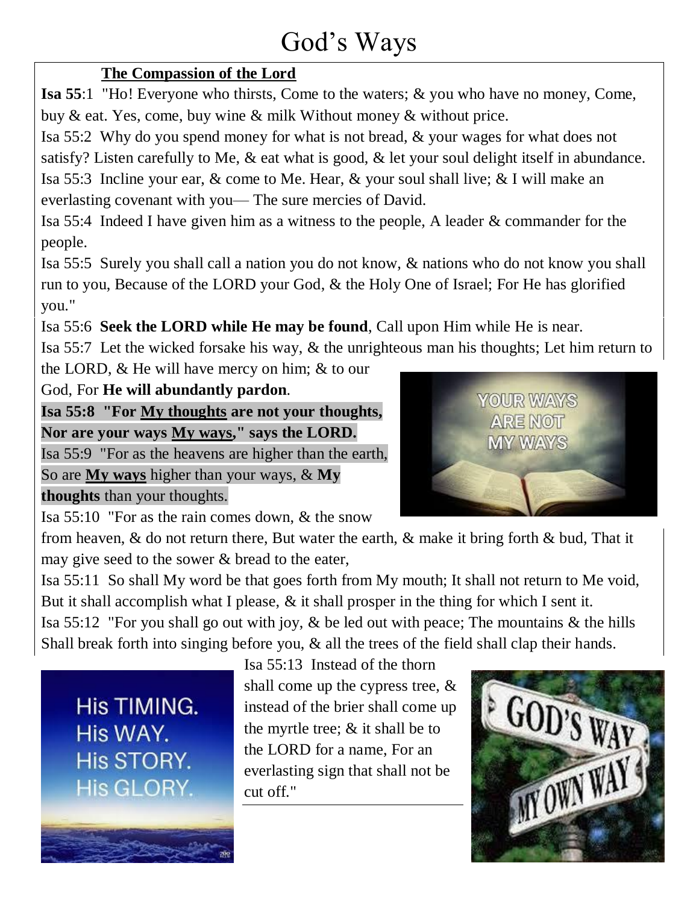# God's Ways

**The Compassion of the Lord**

**Isa 55**:1 "Ho! Everyone who thirsts, Come to the waters; & you who have no money, Come, buy & eat. Yes, come, buy wine & milk Without money & without price.

Isa 55:2 Why do you spend money for what is not bread, & your wages for what does not satisfy? Listen carefully to Me, & eat what is good, & let your soul delight itself in abundance.

Isa 55:3 Incline your ear, & come to Me. Hear, & your soul shall live; & I will make an everlasting covenant with you— The sure mercies of David.

Isa 55:4 Indeed I have given him as a witness to the people, A leader & commander for the people.

Isa 55:5 Surely you shall call a nation you do not know, & nations who do not know you shall run to you, Because of the LORD your God, & the Holy One of Israel; For He has glorified you."

Isa 55:6 **Seek the LORD while He may be found**, Call upon Him while He is near.

Isa 55:7 Let the wicked forsake his way, & the unrighteous man his thoughts; Let him return to the LORD, & He will have mercy on him; & to our God, For **He will abundantly pardon**.

**Isa 55:8 "For My thoughts are not your thoughts, Nor are your ways My ways," says the LORD.**

Isa 55:9 "For as the heavens are higher than the earth, So are **My ways** higher than your ways, & **My thoughts** than your thoughts.

Isa 55:10 "For as the rain comes down, & the snow from heaven, & do not return there, But water the earth, & make it bring forth & bud, That it may give seed to the sower & bread to the eater,

Isa 55:11 So shall My word be that goes forth from My mouth; It shall not return to Me void, But it shall accomplish what I please, & it shall prosper in the thing for which I sent it.

Isa 55:12 "For you shall go out with joy, & be led out with peace; The mountains & the hills Shall break forth into singing before you, & all the trees of the field shall clap their hands.

Isa 55:13 Instead of the thorn shall come up the cypress tree, & instead of the brier shall come up the myrtle tree; & it shall be to the LORD for a name, For an everlasting sign that shall not be cut off."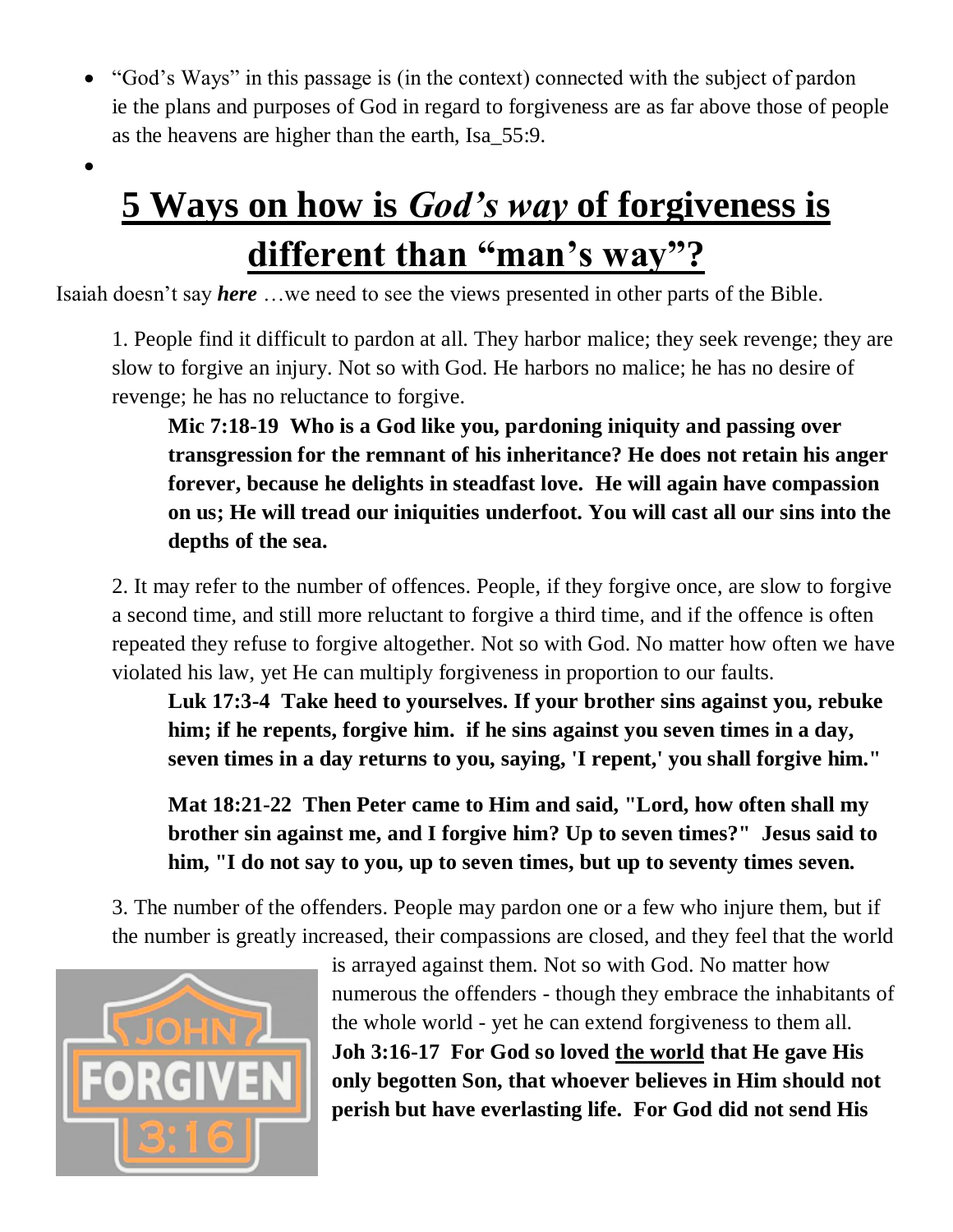- "God's Ways" in this passage is (in the context) connected with the subject of pardon ie the plans and purposes of God in regard to forgiveness are as far above those of people as the heavens are higher than the earth, Isa_55:9.
-

# 5 Ways on how is *God's way* of forgiveness is different than "man's way"?

Isaiah doesn't say ***here*** …we need to see the views presented in other parts of the Bible.

1. People find it difficult to pardon at all. They harbor malice; they seek revenge; they are slow to forgive an injury. Not so with God. He harbors no malice; he has no desire of revenge; he has no reluctance to forgive.

   **Mic 7:18-19 Who is a God like you, pardoning iniquity and passing over transgression for the remnant of his inheritance? He does not retain his anger forever, because he delights in steadfast love. He will again have compassion on us; He will tread our iniquities underfoot. You will cast all our sins into the depths of the sea.**

2. It may refer to the number of offences. People, if they forgive once, are slow to forgive a second time, and still more reluctant to forgive a third time, and if the offence is often repeated they refuse to forgive altogether. Not so with God. No matter how often we have violated his law, yet He can multiply forgiveness in proportion to our faults.

   **Luk 17:3-4 Take heed to yourselves. If your brother sins against you, rebuke him; if he repents, forgive him. if he sins against you seven times in a day, seven times in a day returns to you, saying, 'I repent,' you shall forgive him."**

   **Mat 18:21-22 Then Peter came to Him and said, "Lord, how often shall my brother sin against me, and I forgive him? Up to seven times?" Jesus said to him, "I do not say to you, up to seven times, but up to seventy times seven.**

3. The number of the offenders. People may pardon one or a few who injure them, but if the number is greatly increased, their compassions are closed, and they feel that the world is arrayed against them. Not so with God. No matter how numerous the offenders - though they embrace the inhabitants of the whole world - yet he can extend forgiveness to them all.

   **Joh 3:16-17 For God so loved <u>the world</u> that He gave His only begotten Son, that whoever believes in Him should not perish but have everlasting life. For God did not send His**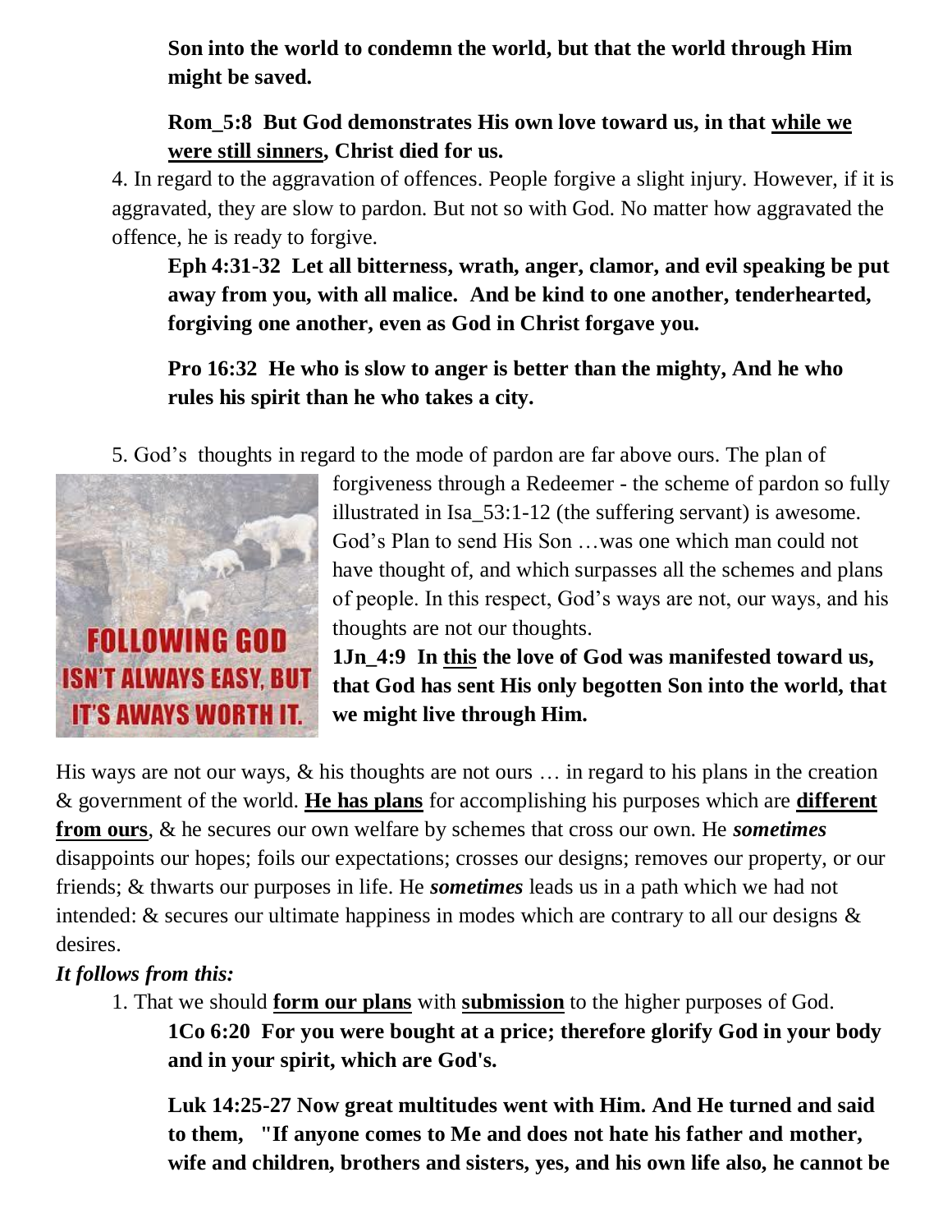**Son into the world to condemn the world, but that the world through Him might be saved.**

**Rom_5:8 But God demonstrates His own love toward us, in that <u>while we were still sinners</u>, Christ died for us.**

4. In regard to the aggravation of offences. People forgive a slight injury. However, if it is aggravated, they are slow to pardon. But not so with God. No matter how aggravated the offence, he is ready to forgive.

**Eph 4:31-32 Let all bitterness, wrath, anger, clamor, and evil speaking be put away from you, with all malice. And be kind to one another, tenderhearted, forgiving one another, even as God in Christ forgave you.**

**Pro 16:32 He who is slow to anger is better than the mighty, And he who rules his spirit than he who takes a city.**

5. God's thoughts in regard to the mode of pardon are far above ours. The plan of forgiveness through a Redeemer - the scheme of pardon so fully illustrated in Isa_53:1-12 (the suffering servant) is awesome. God's Plan to send His Son …was one which man could not have thought of, and which surpasses all the schemes and plans of people. In this respect, God's ways are not, our ways, and his thoughts are not our thoughts.

FOLLOWING GOD ISN'T ALWAYS EASY, BUT IT'S AWAYS WORTH IT.

**1Jn_4:9 In <u>this</u> the love of God was manifested toward us, that God has sent His only begotten Son into the world, that we might live through Him.**

His ways are not our ways, & his thoughts are not ours … in regard to his plans in the creation & government of the world. **<u>He has plans</u>** for accomplishing his purposes which are **<u>different from ours</u>**, & he secures our own welfare by schemes that cross our own. He ***sometimes*** disappoints our hopes; foils our expectations; crosses our designs; removes our property, or our friends; & thwarts our purposes in life. He ***sometimes*** leads us in a path which we had not intended: & secures our ultimate happiness in modes which are contrary to all our designs & desires.

***It follows from this:***

1. That we should **<u>form our plans</u>** with **<u>submission</u>** to the higher purposes of God.

   **1Co 6:20 For you were bought at a price; therefore glorify God in your body and in your spirit, which are God's.**

   **Luk 14:25-27 Now great multitudes went with Him. And He turned and said to them, "If anyone comes to Me and does not hate his father and mother, wife and children, brothers and sisters, yes, and his own life also, he cannot be**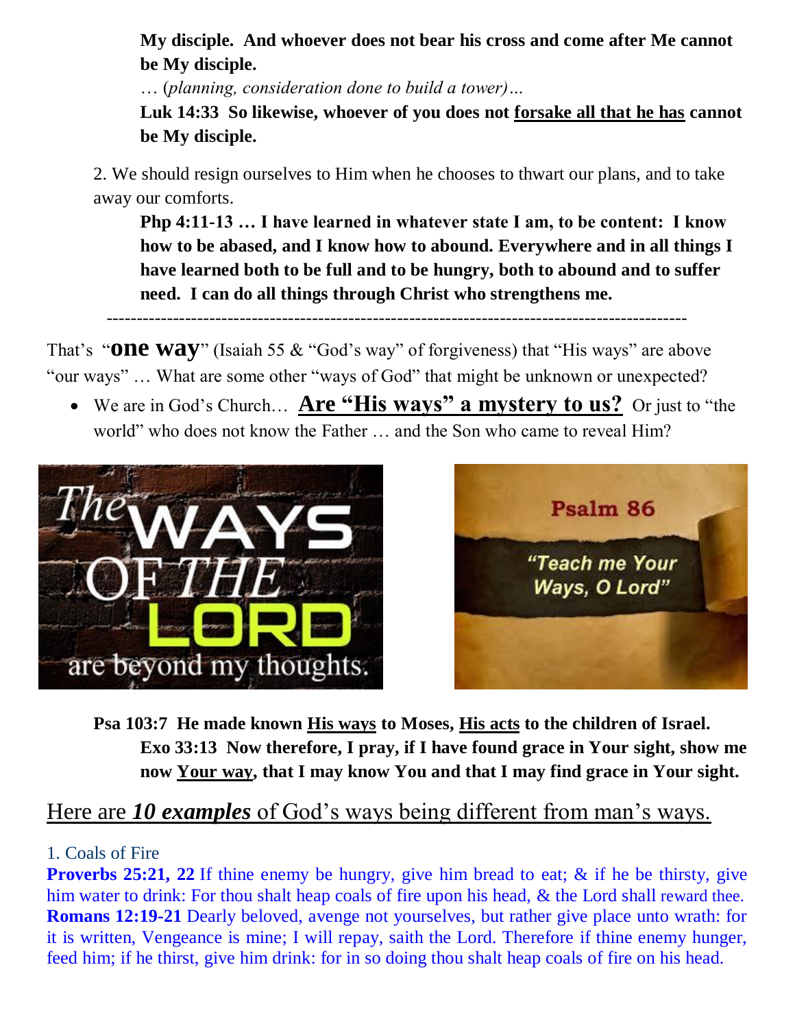**My disciple. And whoever does not bear his cross and come after Me cannot be My disciple.**

… (*planning, consideration done to build a tower)…*

**Luk 14:33 So likewise, whoever of you does not forsake all that he has cannot be My disciple.**

2. We should resign ourselves to Him when he chooses to thwart our plans, and to take away our comforts.

**Php 4:11-13 … I have learned in whatever state I am, to be content: I know how to be abased, and I know how to abound. Everywhere and in all things I have learned both to be full and to be hungry, both to abound and to suffer need. I can do all things through Christ who strengthens me.**

---

That's "**one way**" (Isaiah 55 & "God's way" of forgiveness) that "His ways" are above "our ways" … What are some other "ways of God" that might be unknown or unexpected?

- We are in God's Church… **Are "His ways" a mystery to us?** Or just to "the world" who does not know the Father … and the Son who came to reveal Him?

**Psa 103:7 He made known His ways to Moses, His acts to the children of Israel.**

**Exo 33:13 Now therefore, I pray, if I have found grace in Your sight, show me now Your way, that I may know You and that I may find grace in Your sight.**

## Here are *10 examples* of God's ways being different from man's ways.

### 1. Coals of Fire

**Proverbs 25:21, 22** If thine enemy be hungry, give him bread to eat; & if he be thirsty, give him water to drink: For thou shalt heap coals of fire upon his head, & the Lord shall reward thee. **Romans 12:19-21** Dearly beloved, avenge not yourselves, but rather give place unto wrath: for it is written, Vengeance is mine; I will repay, saith the Lord. Therefore if thine enemy hunger, feed him; if he thirst, give him drink: for in so doing thou shalt heap coals of fire on his head.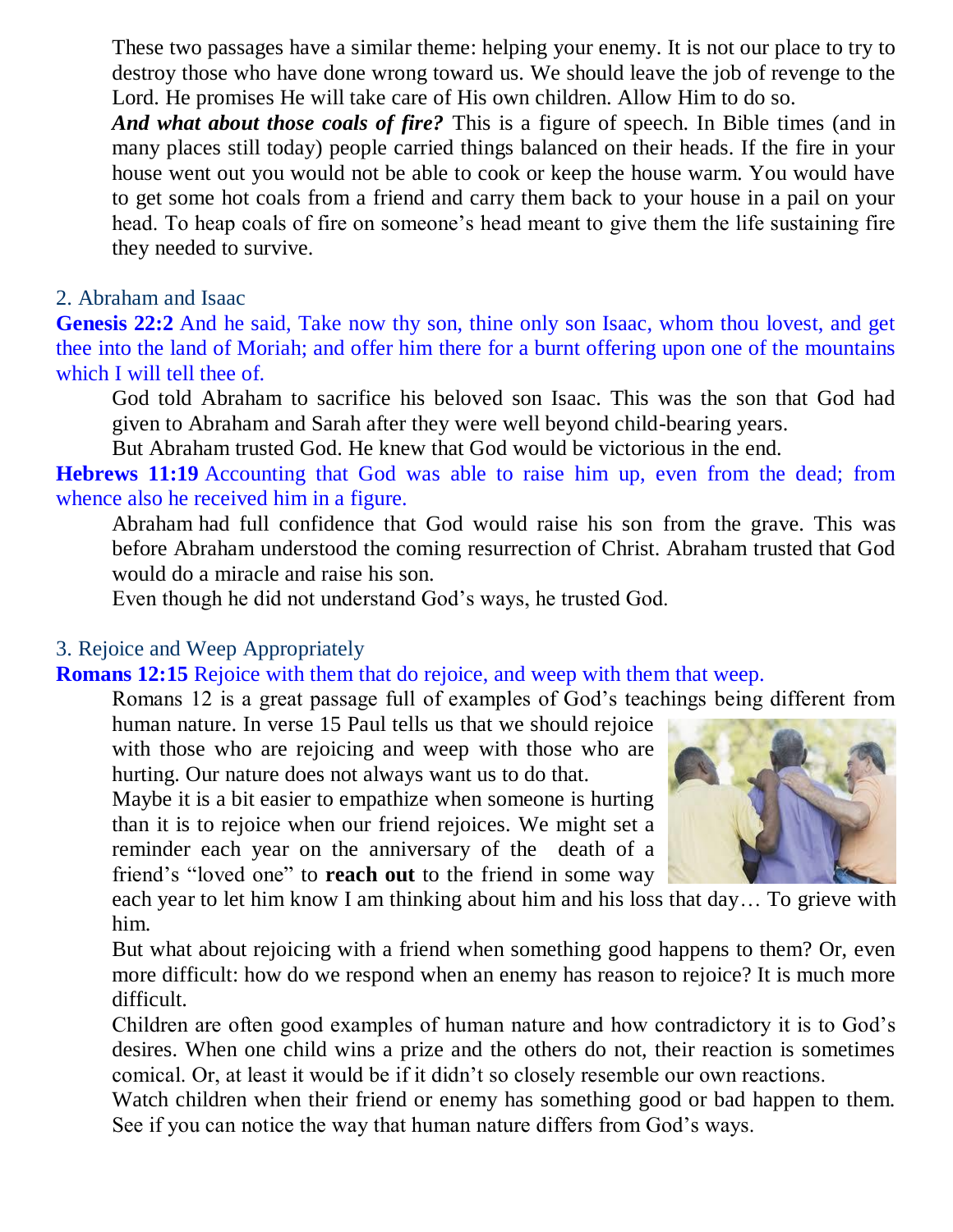These two passages have a similar theme: helping your enemy. It is not our place to try to destroy those who have done wrong toward us. We should leave the job of revenge to the Lord. He promises He will take care of His own children. Allow Him to do so.

***And what about those coals of fire?*** This is a figure of speech. In Bible times (and in many places still today) people carried things balanced on their heads. If the fire in your house went out you would not be able to cook or keep the house warm. You would have to get some hot coals from a friend and carry them back to your house in a pail on your head. To heap coals of fire on someone's head meant to give them the life sustaining fire they needed to survive.

## 2. Abraham and Isaac

**Genesis 22:2** And he said, Take now thy son, thine only son Isaac, whom thou lovest, and get thee into the land of Moriah; and offer him there for a burnt offering upon one of the mountains which I will tell thee of.

God told Abraham to sacrifice his beloved son Isaac. This was the son that God had given to Abraham and Sarah after they were well beyond child-bearing years.

But Abraham trusted God. He knew that God would be victorious in the end.

**Hebrews 11:19** Accounting that God was able to raise him up, even from the dead; from whence also he received him in a figure.

Abraham had full confidence that God would raise his son from the grave. This was before Abraham understood the coming resurrection of Christ. Abraham trusted that God would do a miracle and raise his son.

Even though he did not understand God's ways, he trusted God.

## 3. Rejoice and Weep Appropriately

**Romans 12:15** Rejoice with them that do rejoice, and weep with them that weep.

Romans 12 is a great passage full of examples of God's teachings being different from human nature. In verse 15 Paul tells us that we should rejoice with those who are rejoicing and weep with those who are hurting. Our nature does not always want us to do that.

Maybe it is a bit easier to empathize when someone is hurting than it is to rejoice when our friend rejoices. We might set a reminder each year on the anniversary of the death of a friend's "loved one" to **reach out** to the friend in some way each year to let him know I am thinking about him and his loss that day… To grieve with him.

But what about rejoicing with a friend when something good happens to them? Or, even more difficult: how do we respond when an enemy has reason to rejoice? It is much more difficult.

Children are often good examples of human nature and how contradictory it is to God's desires. When one child wins a prize and the others do not, their reaction is sometimes comical. Or, at least it would be if it didn't so closely resemble our own reactions.

Watch children when their friend or enemy has something good or bad happen to them. See if you can notice the way that human nature differs from God's ways.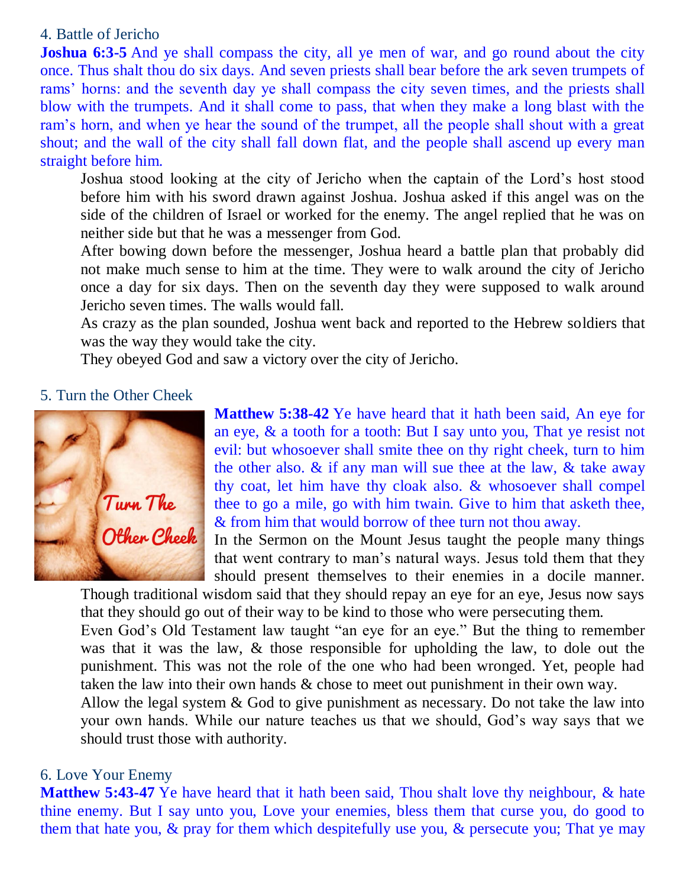## 4. Battle of Jericho

**Joshua 6:3-5** And ye shall compass the city, all ye men of war, and go round about the city once. Thus shalt thou do six days. And seven priests shall bear before the ark seven trumpets of rams' horns: and the seventh day ye shall compass the city seven times, and the priests shall blow with the trumpets. And it shall come to pass, that when they make a long blast with the ram's horn, and when ye hear the sound of the trumpet, all the people shall shout with a great shout; and the wall of the city shall fall down flat, and the people shall ascend up every man straight before him.

Joshua stood looking at the city of Jericho when the captain of the Lord's host stood before him with his sword drawn against Joshua. Joshua asked if this angel was on the side of the children of Israel or worked for the enemy. The angel replied that he was on neither side but that he was a messenger from God.

After bowing down before the messenger, Joshua heard a battle plan that probably did not make much sense to him at the time. They were to walk around the city of Jericho once a day for six days. Then on the seventh day they were supposed to walk around Jericho seven times. The walls would fall.

As crazy as the plan sounded, Joshua went back and reported to the Hebrew soldiers that was the way they would take the city.

They obeyed God and saw a victory over the city of Jericho.

## 5. Turn the Other Cheek

**Matthew 5:38-42** Ye have heard that it hath been said, An eye for an eye, & a tooth for a tooth: But I say unto you, That ye resist not evil: but whosoever shall smite thee on thy right cheek, turn to him the other also. & if any man will sue thee at the law, & take away thy coat, let him have thy cloak also. & whosoever shall compel thee to go a mile, go with him twain. Give to him that asketh thee, & from him that would borrow of thee turn not thou away.

In the Sermon on the Mount Jesus taught the people many things that went contrary to man's natural ways. Jesus told them that they should present themselves to their enemies in a docile manner. Though traditional wisdom said that they should repay an eye for an eye, Jesus now says that they should go out of their way to be kind to those who were persecuting them.

Even God's Old Testament law taught "an eye for an eye." But the thing to remember was that it was the law, & those responsible for upholding the law, to dole out the punishment. This was not the role of the one who had been wronged. Yet, people had taken the law into their own hands & chose to meet out punishment in their own way.

Allow the legal system & God to give punishment as necessary. Do not take the law into your own hands. While our nature teaches us that we should, God's way says that we should trust those with authority.

## 6. Love Your Enemy

**Matthew 5:43-47** Ye have heard that it hath been said, Thou shalt love thy neighbour, & hate thine enemy. But I say unto you, Love your enemies, bless them that curse you, do good to them that hate you, & pray for them which despitefully use you, & persecute you; That ye may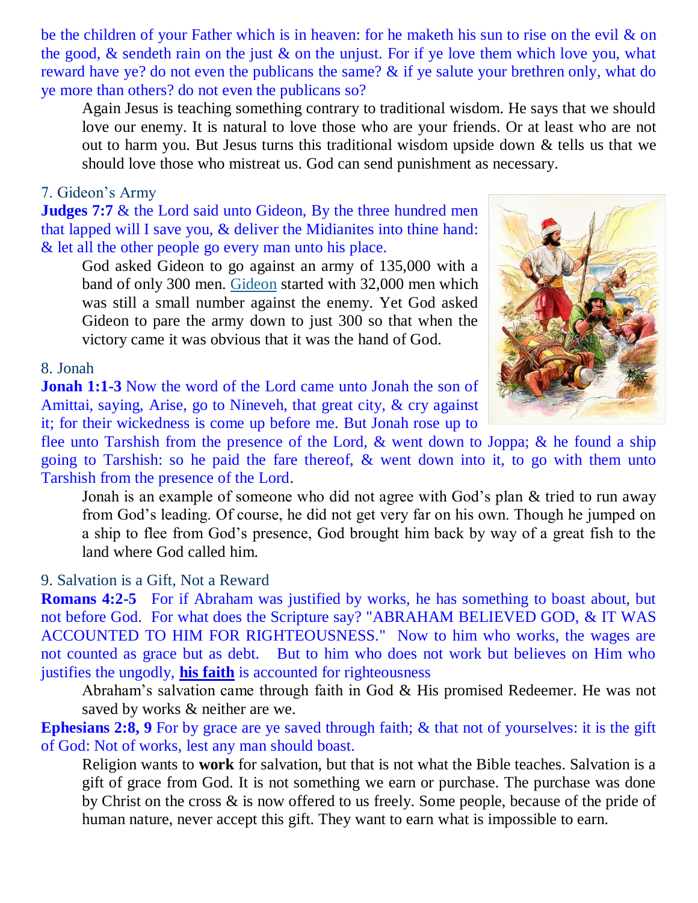be the children of your Father which is in heaven: for he maketh his sun to rise on the evil & on the good, & sendeth rain on the just & on the unjust. For if ye love them which love you, what reward have ye? do not even the publicans the same? & if ye salute your brethren only, what do ye more than others? do not even the publicans so?

Again Jesus is teaching something contrary to traditional wisdom. He says that we should love our enemy. It is natural to love those who are your friends. Or at least who are not out to harm you. But Jesus turns this traditional wisdom upside down & tells us that we should love those who mistreat us. God can send punishment as necessary.

## 7. Gideon's Army

**Judges 7:7** & the Lord said unto Gideon, By the three hundred men that lapped will I save you, & deliver the Midianites into thine hand: & let all the other people go every man unto his place.

God asked Gideon to go against an army of 135,000 with a band of only 300 men. Gideon started with 32,000 men which was still a small number against the enemy. Yet God asked Gideon to pare the army down to just 300 so that when the victory came it was obvious that it was the hand of God.

## 8. Jonah

**Jonah 1:1-3** Now the word of the Lord came unto Jonah the son of Amittai, saying, Arise, go to Nineveh, that great city, & cry against it; for their wickedness is come up before me. But Jonah rose up to flee unto Tarshish from the presence of the Lord, & went down to Joppa; & he found a ship going to Tarshish: so he paid the fare thereof, & went down into it, to go with them unto Tarshish from the presence of the Lord.

Jonah is an example of someone who did not agree with God's plan & tried to run away from God's leading. Of course, he did not get very far on his own. Though he jumped on a ship to flee from God's presence, God brought him back by way of a great fish to the land where God called him.

## 9. Salvation is a Gift, Not a Reward

**Romans 4:2-5** For if Abraham was justified by works, he has something to boast about, but not before God. For what does the Scripture say? "ABRAHAM BELIEVED GOD, & IT WAS ACCOUNTED TO HIM FOR RIGHTEOUSNESS." Now to him who works, the wages are not counted as grace but as debt. But to him who does not work but believes on Him who justifies the ungodly, **his faith** is accounted for righteousness

Abraham's salvation came through faith in God & His promised Redeemer. He was not saved by works & neither are we.

**Ephesians 2:8, 9** For by grace are ye saved through faith; & that not of yourselves: it is the gift of God: Not of works, lest any man should boast.

Religion wants to **work** for salvation, but that is not what the Bible teaches. Salvation is a gift of grace from God. It is not something we earn or purchase. The purchase was done by Christ on the cross & is now offered to us freely. Some people, because of the pride of human nature, never accept this gift. They want to earn what is impossible to earn.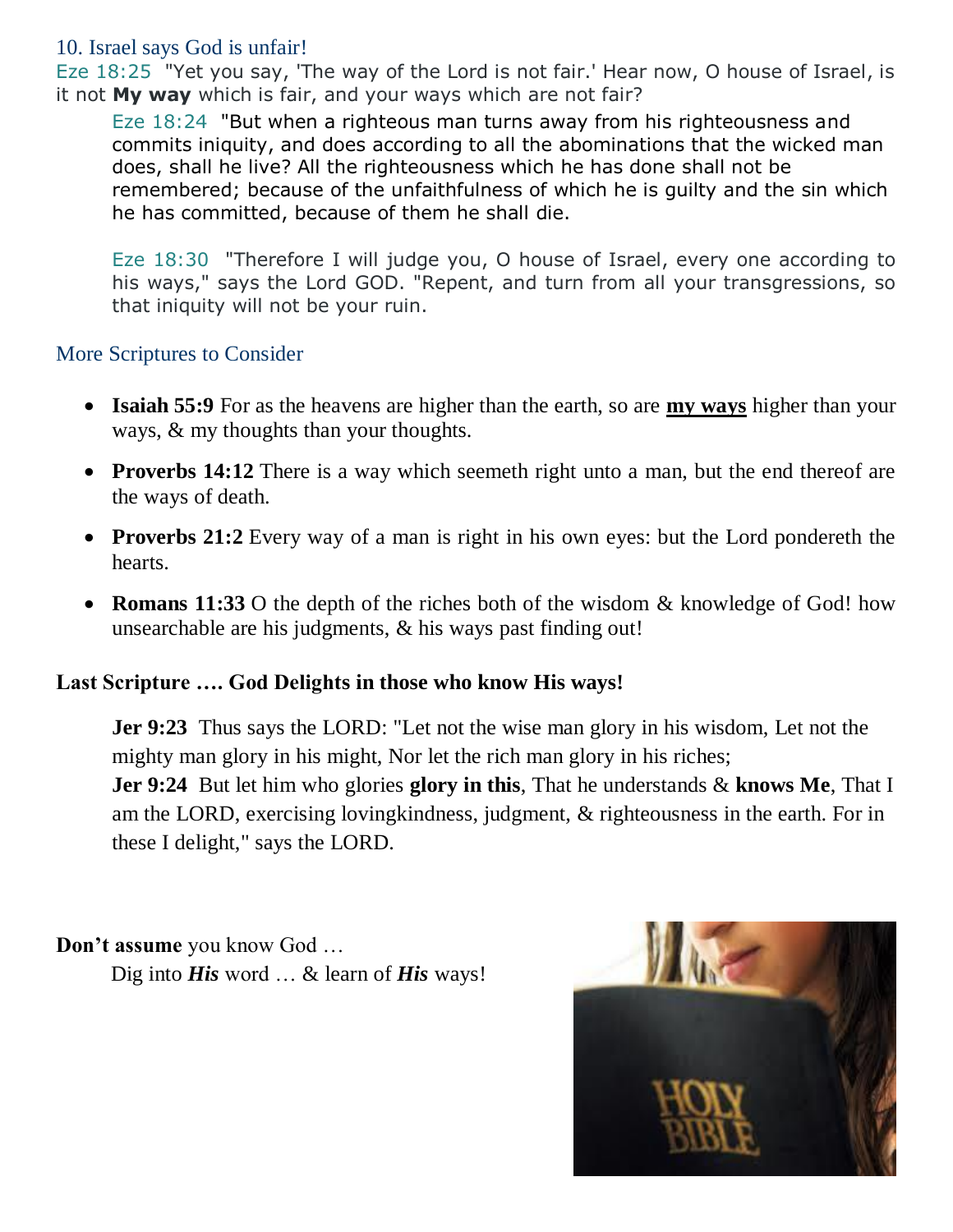### 10. Israel says God is unfair!

Eze 18:25 "Yet you say, 'The way of the Lord is not fair.' Hear now, O house of Israel, is it not **My way** which is fair, and your ways which are not fair?

> Eze 18:24 "But when a righteous man turns away from his righteousness and commits iniquity, and does according to all the abominations that the wicked man does, shall he live? All the righteousness which he has done shall not be remembered; because of the unfaithfulness of which he is guilty and the sin which he has committed, because of them he shall die.
>
> Eze 18:30 "Therefore I will judge you, O house of Israel, every one according to his ways," says the Lord GOD. "Repent, and turn from all your transgressions, so that iniquity will not be your ruin.

### More Scriptures to Consider

- **Isaiah 55:9** For as the heavens are higher than the earth, so are **my ways** higher than your ways, & my thoughts than your thoughts.
- **Proverbs 14:12** There is a way which seemeth right unto a man, but the end thereof are the ways of death.
- **Proverbs 21:2** Every way of a man is right in his own eyes: but the Lord pondereth the hearts.
- **Romans 11:33** O the depth of the riches both of the wisdom & knowledge of God! how unsearchable are his judgments, & his ways past finding out!

**Last Scripture …. God Delights in those who know His ways!**

> **Jer 9:23** Thus says the LORD: "Let not the wise man glory in his wisdom, Let not the mighty man glory in his might, Nor let the rich man glory in his riches;
> **Jer 9:24** But let him who glories **glory in this**, That he understands & **knows Me**, That I am the LORD, exercising lovingkindness, judgment, & righteousness in the earth. For in these I delight," says the LORD.

**Don't assume** you know God …
Dig into ***His*** word … & learn of ***His*** ways!